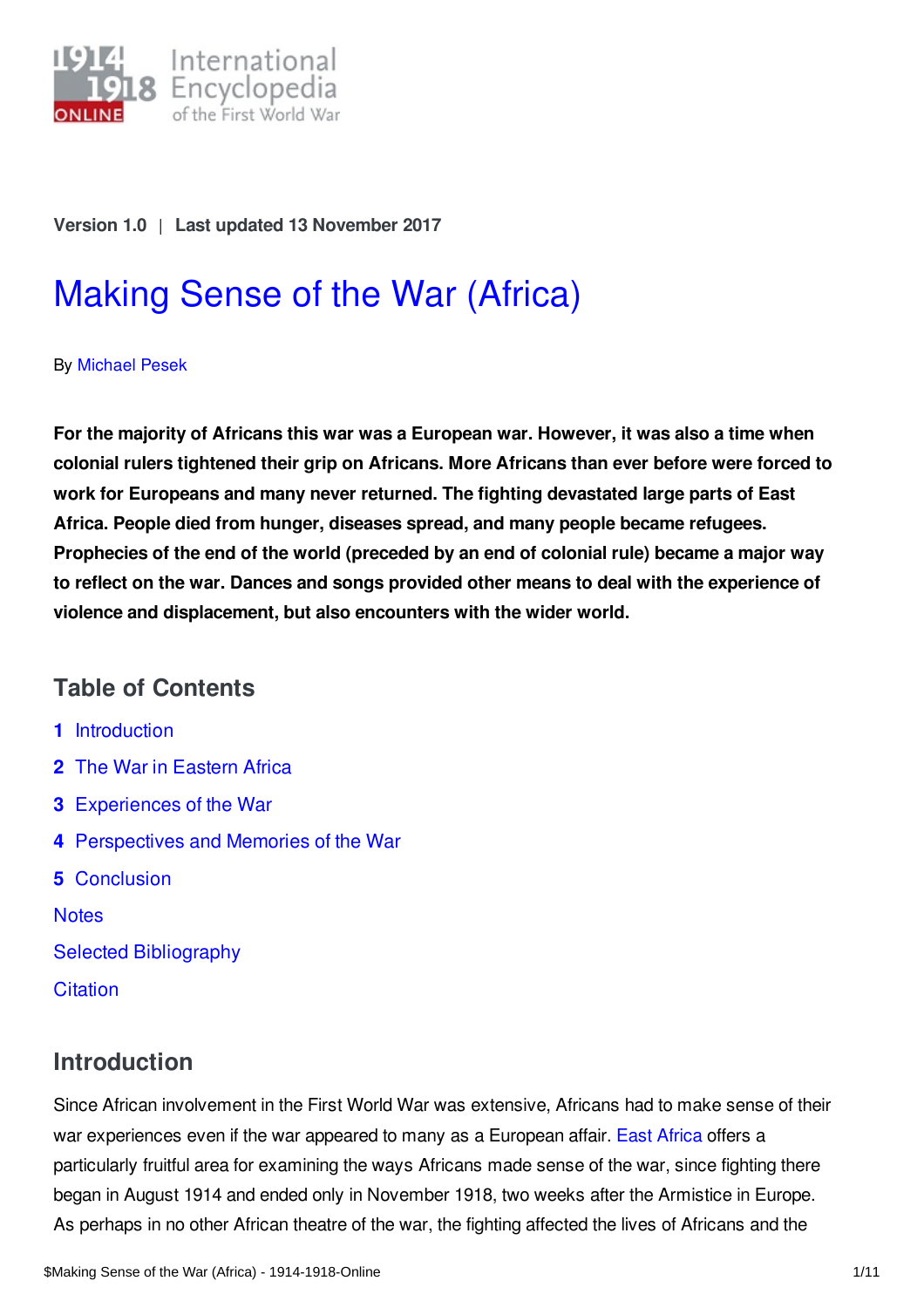Version 1.0 | Last updated 13 November 2017

# Making Sense of the War (Africa)

By Michael Pesek

**For the majority of Africans this war was a European war. However, it was also a time when colonial rulers tightened their grip on Africans. More Africans than ever before were forced to work for Europeans and many never returned. The fighting devastated large parts of East Africa. People died from hunger, diseases spread, and many people became refugees. Prophecies of the end of the world (preceded by an end of colonial rule) became a major way to reflect on the war. Dances and songs provided other means to deal with the experience of violence and displacement, but also encounters with the wider world.**

## Table of Contents

1. Introduction
2. The War in Eastern Africa
3. Experiences of the War
4. Perspectives and Memories of the War
5. Conclusion

Notes

Selected Bibliography

Citation

## Introduction

Since African involvement in the First World War was extensive, Africans had to make sense of their war experiences even if the war appeared to many as a European affair. East Africa offers a particularly fruitful area for examining the ways Africans made sense of the war, since fighting there began in August 1914 and ended only in November 1918, two weeks after the Armistice in Europe. As perhaps in no other African theatre of the war, the fighting affected the lives of Africans and the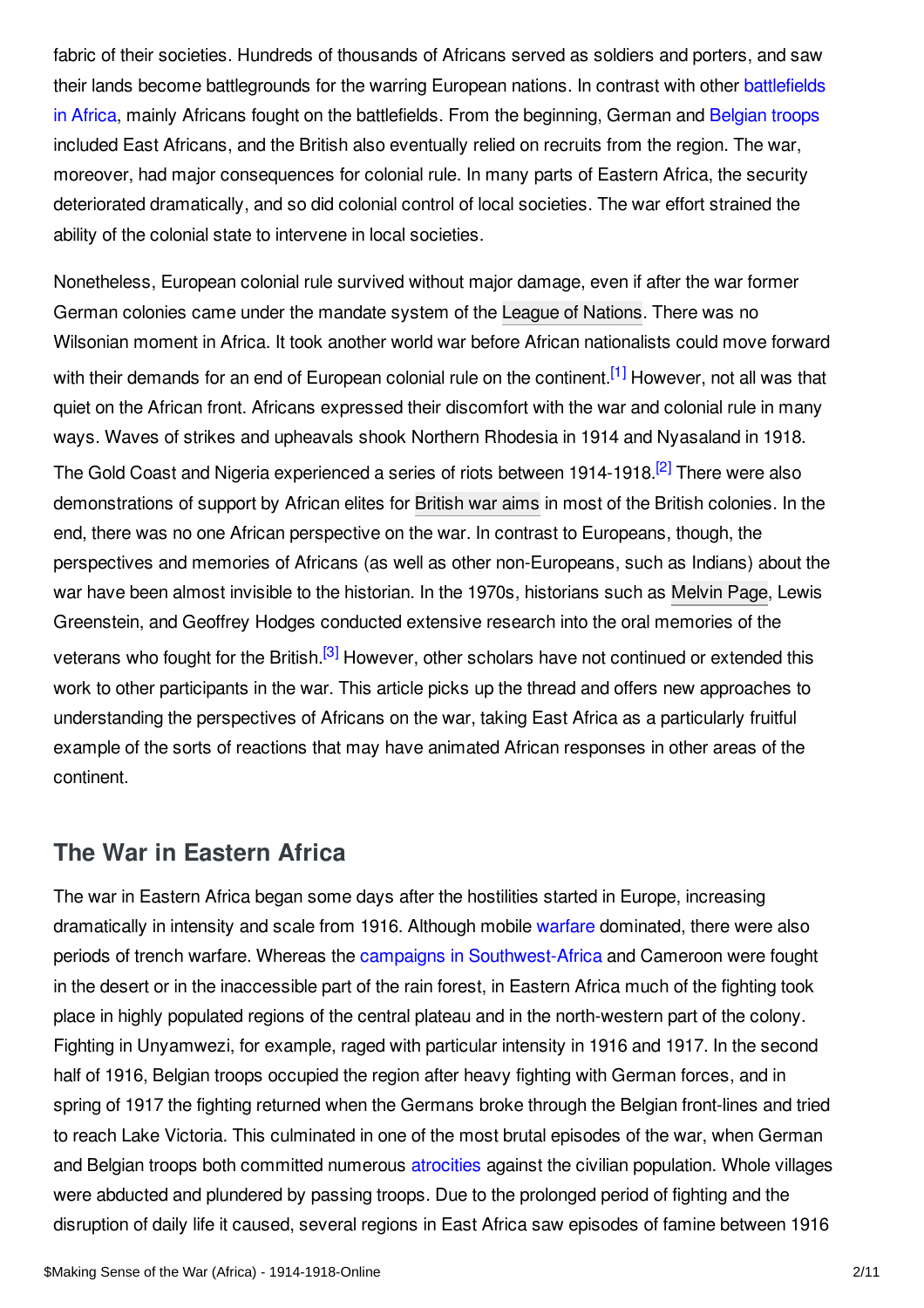fabric of their societies. Hundreds of thousands of Africans served as soldiers and porters, and saw their lands become battlegrounds for the warring European nations. In contrast with other battlefields in Africa, mainly Africans fought on the battlefields. From the beginning, German and Belgian troops included East Africans, and the British also eventually relied on recruits from the region. The war, moreover, had major consequences for colonial rule. In many parts of Eastern Africa, the security deteriorated dramatically, and so did colonial control of local societies. The war effort strained the ability of the colonial state to intervene in local societies.

Nonetheless, European colonial rule survived without major damage, even if after the war former German colonies came under the mandate system of the League of Nations. There was no Wilsonian moment in Africa. It took another world war before African nationalists could move forward with their demands for an end of European colonial rule on the continent.[1] However, not all was that quiet on the African front. Africans expressed their discomfort with the war and colonial rule in many ways. Waves of strikes and upheavals shook Northern Rhodesia in 1914 and Nyasaland in 1918. The Gold Coast and Nigeria experienced a series of riots between 1914-1918.[2] There were also demonstrations of support by African elites for British war aims in most of the British colonies. In the end, there was no one African perspective on the war. In contrast to Europeans, though, the perspectives and memories of Africans (as well as other non-Europeans, such as Indians) about the war have been almost invisible to the historian. In the 1970s, historians such as Melvin Page, Lewis Greenstein, and Geoffrey Hodges conducted extensive research into the oral memories of the veterans who fought for the British.[3] However, other scholars have not continued or extended this work to other participants in the war. This article picks up the thread and offers new approaches to understanding the perspectives of Africans on the war, taking East Africa as a particularly fruitful example of the sorts of reactions that may have animated African responses in other areas of the continent.

## The War in Eastern Africa

The war in Eastern Africa began some days after the hostilities started in Europe, increasing dramatically in intensity and scale from 1916. Although mobile warfare dominated, there were also periods of trench warfare. Whereas the campaigns in Southwest-Africa and Cameroon were fought in the desert or in the inaccessible part of the rain forest, in Eastern Africa much of the fighting took place in highly populated regions of the central plateau and in the north-western part of the colony. Fighting in Unyamwezi, for example, raged with particular intensity in 1916 and 1917. In the second half of 1916, Belgian troops occupied the region after heavy fighting with German forces, and in spring of 1917 the fighting returned when the Germans broke through the Belgian front-lines and tried to reach Lake Victoria. This culminated in one of the most brutal episodes of the war, when German and Belgian troops both committed numerous atrocities against the civilian population. Whole villages were abducted and plundered by passing troops. Due to the prolonged period of fighting and the disruption of daily life it caused, several regions in East Africa saw episodes of famine between 1916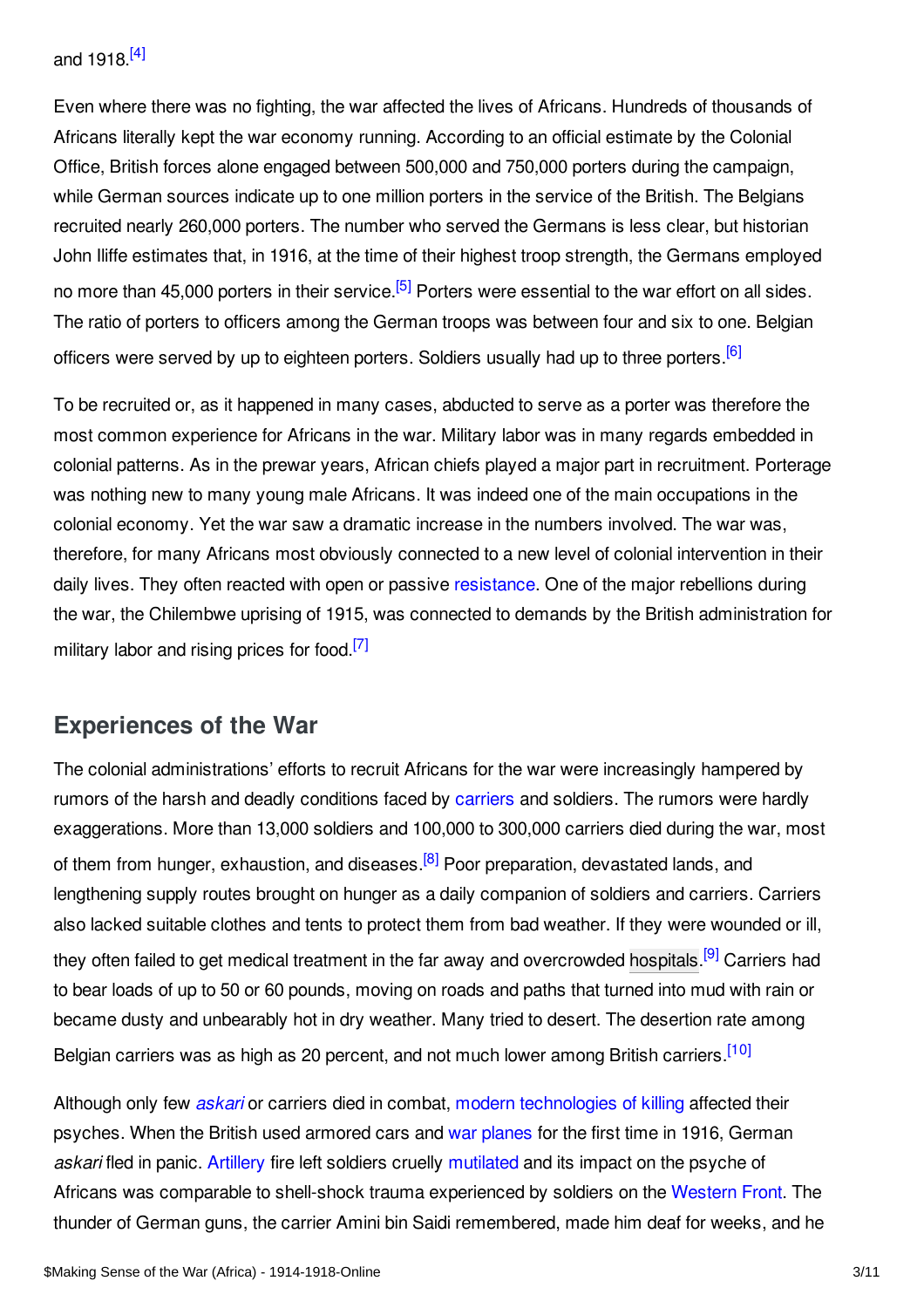and 1918.[4]

Even where there was no fighting, the war affected the lives of Africans. Hundreds of thousands of Africans literally kept the war economy running. According to an official estimate by the Colonial Office, British forces alone engaged between 500,000 and 750,000 porters during the campaign, while German sources indicate up to one million porters in the service of the British. The Belgians recruited nearly 260,000 porters. The number who served the Germans is less clear, but historian John Iliffe estimates that, in 1916, at the time of their highest troop strength, the Germans employed no more than 45,000 porters in their service.[5] Porters were essential to the war effort on all sides. The ratio of porters to officers among the German troops was between four and six to one. Belgian officers were served by up to eighteen porters. Soldiers usually had up to three porters.[6]

To be recruited or, as it happened in many cases, abducted to serve as a porter was therefore the most common experience for Africans in the war. Military labor was in many regards embedded in colonial patterns. As in the prewar years, African chiefs played a major part in recruitment. Porterage was nothing new to many young male Africans. It was indeed one of the main occupations in the colonial economy. Yet the war saw a dramatic increase in the numbers involved. The war was, therefore, for many Africans most obviously connected to a new level of colonial intervention in their daily lives. They often reacted with open or passive resistance. One of the major rebellions during the war, the Chilembwe uprising of 1915, was connected to demands by the British administration for military labor and rising prices for food.[7]

## Experiences of the War

The colonial administrations' efforts to recruit Africans for the war were increasingly hampered by rumors of the harsh and deadly conditions faced by carriers and soldiers. The rumors were hardly exaggerations. More than 13,000 soldiers and 100,000 to 300,000 carriers died during the war, most of them from hunger, exhaustion, and diseases.[8] Poor preparation, devastated lands, and lengthening supply routes brought on hunger as a daily companion of soldiers and carriers. Carriers also lacked suitable clothes and tents to protect them from bad weather. If they were wounded or ill, they often failed to get medical treatment in the far away and overcrowded hospitals.[9] Carriers had to bear loads of up to 50 or 60 pounds, moving on roads and paths that turned into mud with rain or became dusty and unbearably hot in dry weather. Many tried to desert. The desertion rate among Belgian carriers was as high as 20 percent, and not much lower among British carriers.[10]

Although only few *askari* or carriers died in combat, modern technologies of killing affected their psyches. When the British used armored cars and war planes for the first time in 1916, German *askari* fled in panic. Artillery fire left soldiers cruelly mutilated and its impact on the psyche of Africans was comparable to shell-shock trauma experienced by soldiers on the Western Front. The thunder of German guns, the carrier Amini bin Saidi remembered, made him deaf for weeks, and he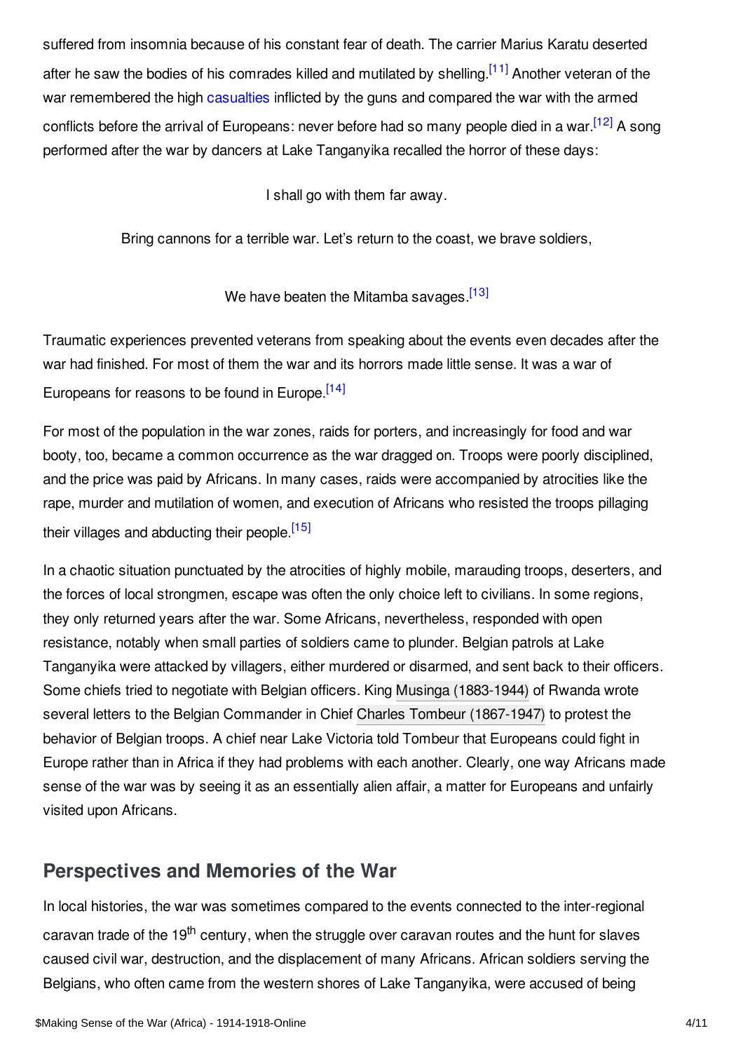suffered from insomnia because of his constant fear of death. The carrier Marius Karatu deserted after he saw the bodies of his comrades killed and mutilated by shelling.[11] Another veteran of the war remembered the high casualties inflicted by the guns and compared the war with the armed conflicts before the arrival of Europeans: never before had so many people died in a war.[12] A song performed after the war by dancers at Lake Tanganyika recalled the horror of these days:

I shall go with them far away.

Bring cannons for a terrible war. Let's return to the coast, we brave soldiers,

We have beaten the Mitamba savages.[13]

Traumatic experiences prevented veterans from speaking about the events even decades after the war had finished. For most of them the war and its horrors made little sense. It was a war of Europeans for reasons to be found in Europe.[14]

For most of the population in the war zones, raids for porters, and increasingly for food and war booty, too, became a common occurrence as the war dragged on. Troops were poorly disciplined, and the price was paid by Africans. In many cases, raids were accompanied by atrocities like the rape, murder and mutilation of women, and execution of Africans who resisted the troops pillaging their villages and abducting their people.[15]

In a chaotic situation punctuated by the atrocities of highly mobile, marauding troops, deserters, and the forces of local strongmen, escape was often the only choice left to civilians. In some regions, they only returned years after the war. Some Africans, nevertheless, responded with open resistance, notably when small parties of soldiers came to plunder. Belgian patrols at Lake Tanganyika were attacked by villagers, either murdered or disarmed, and sent back to their officers. Some chiefs tried to negotiate with Belgian officers. King Musinga (1883-1944) of Rwanda wrote several letters to the Belgian Commander in Chief Charles Tombeur (1867-1947) to protest the behavior of Belgian troops. A chief near Lake Victoria told Tombeur that Europeans could fight in Europe rather than in Africa if they had problems with each other. Clearly, one way Africans made sense of the war was by seeing it as an essentially alien affair, a matter for Europeans and unfairly visited upon Africans.

## Perspectives and Memories of the War

In local histories, the war was sometimes compared to the events connected to the inter-regional caravan trade of the 19th century, when the struggle over caravan routes and the hunt for slaves caused civil war, destruction, and the displacement of many Africans. African soldiers serving the Belgians, who often came from the western shores of Lake Tanganyika, were accused of being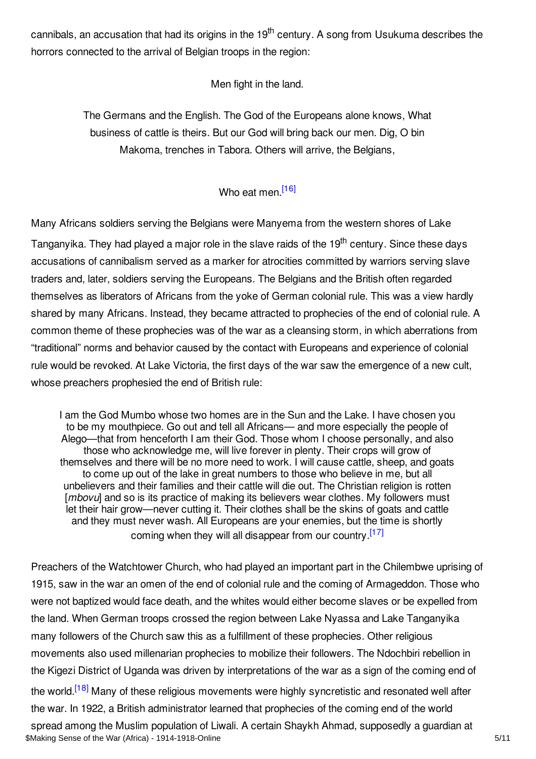cannibals, an accusation that had its origins in the 19th century. A song from Usukuma describes the horrors connected to the arrival of Belgian troops in the region:

> Men fight in the land.
>
> The Germans and the English. The God of the Europeans alone knows, What business of cattle is theirs. But our God will bring back our men. Dig, O bin Makoma, trenches in Tabora. Others will arrive, the Belgians,
>
> Who eat men.[16]

Many Africans soldiers serving the Belgians were Manyema from the western shores of Lake Tanganyika. They had played a major role in the slave raids of the 19th century. Since these days accusations of cannibalism served as a marker for atrocities committed by warriors serving slave traders and, later, soldiers serving the Europeans. The Belgians and the British often regarded themselves as liberators of Africans from the yoke of German colonial rule. This was a view hardly shared by many Africans. Instead, they became attracted to prophecies of the end of colonial rule. A common theme of these prophecies was of the war as a cleansing storm, in which aberrations from "traditional" norms and behavior caused by the contact with Europeans and experience of colonial rule would be revoked. At Lake Victoria, the first days of the war saw the emergence of a new cult, whose preachers prophesied the end of British rule:

> I am the God Mumbo whose two homes are in the Sun and the Lake. I have chosen you to be my mouthpiece. Go out and tell all Africans— and more especially the people of Alego—that from henceforth I am their God. Those whom I choose personally, and also those who acknowledge me, will live forever in plenty. Their crops will grow of themselves and there will be no more need to work. I will cause cattle, sheep, and goats to come up out of the lake in great numbers to those who believe in me, but all unbelievers and their families and their cattle will die out. The Christian religion is rotten [*mbovu*] and so is its practice of making its believers wear clothes. My followers must let their hair grow—never cutting it. Their clothes shall be the skins of goats and cattle and they must never wash. All Europeans are your enemies, but the time is shortly coming when they will all disappear from our country.[17]

Preachers of the Watchtower Church, who had played an important part in the Chilembwe uprising of 1915, saw in the war an omen of the end of colonial rule and the coming of Armageddon. Those who were not baptized would face death, and the whites would either become slaves or be expelled from the land. When German troops crossed the region between Lake Nyassa and Lake Tanganyika many followers of the Church saw this as a fulfillment of these prophecies. Other religious movements also used millenarian prophecies to mobilize their followers. The Ndochbiri rebellion in the Kigezi District of Uganda was driven by interpretations of the war as a sign of the coming end of the world.[18] Many of these religious movements were highly syncretistic and resonated well after the war. In 1922, a British administrator learned that prophecies of the coming end of the world spread among the Muslim population of Liwali. A certain Shaykh Ahmad, supposedly a guardian at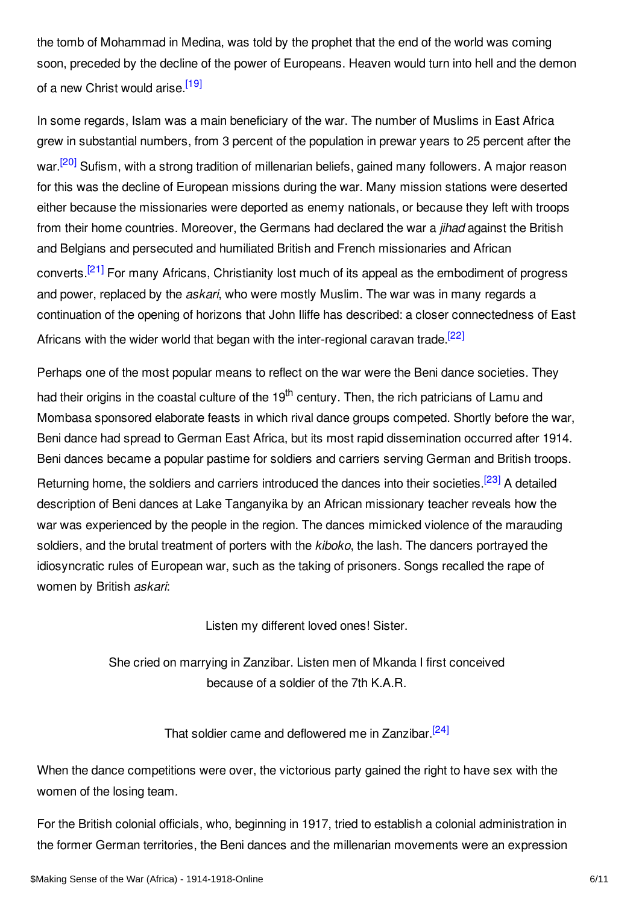the tomb of Mohammad in Medina, was told by the prophet that the end of the world was coming soon, preceded by the decline of the power of Europeans. Heaven would turn into hell and the demon of a new Christ would arise.[19]

In some regards, Islam was a main beneficiary of the war. The number of Muslims in East Africa grew in substantial numbers, from 3 percent of the population in prewar years to 25 percent after the war.[20] Sufism, with a strong tradition of millenarian beliefs, gained many followers. A major reason for this was the decline of European missions during the war. Many mission stations were deserted either because the missionaries were deported as enemy nationals, or because they left with troops from their home countries. Moreover, the Germans had declared the war a *jihad* against the British and Belgians and persecuted and humiliated British and French missionaries and African converts.[21] For many Africans, Christianity lost much of its appeal as the embodiment of progress and power, replaced by the *askari*, who were mostly Muslim. The war was in many regards a continuation of the opening of horizons that John Iliffe has described: a closer connectedness of East Africans with the wider world that began with the inter-regional caravan trade.[22]

Perhaps one of the most popular means to reflect on the war were the Beni dance societies. They had their origins in the coastal culture of the 19th century. Then, the rich patricians of Lamu and Mombasa sponsored elaborate feasts in which rival dance groups competed. Shortly before the war, Beni dance had spread to German East Africa, but its most rapid dissemination occurred after 1914. Beni dances became a popular pastime for soldiers and carriers serving German and British troops. Returning home, the soldiers and carriers introduced the dances into their societies.[23] A detailed description of Beni dances at Lake Tanganyika by an African missionary teacher reveals how the war was experienced by the people in the region. The dances mimicked violence of the marauding soldiers, and the brutal treatment of porters with the *kiboko*, the lash. The dancers portrayed the idiosyncratic rules of European war, such as the taking of prisoners. Songs recalled the rape of women by British *askari*:

> Listen my different loved ones! Sister.
>
> She cried on marrying in Zanzibar. Listen men of Mkanda I first conceived because of a soldier of the 7th K.A.R.
>
> That soldier came and deflowered me in Zanzibar.[24]

When the dance competitions were over, the victorious party gained the right to have sex with the women of the losing team.

For the British colonial officials, who, beginning in 1917, tried to establish a colonial administration in the former German territories, the Beni dances and the millenarian movements were an expression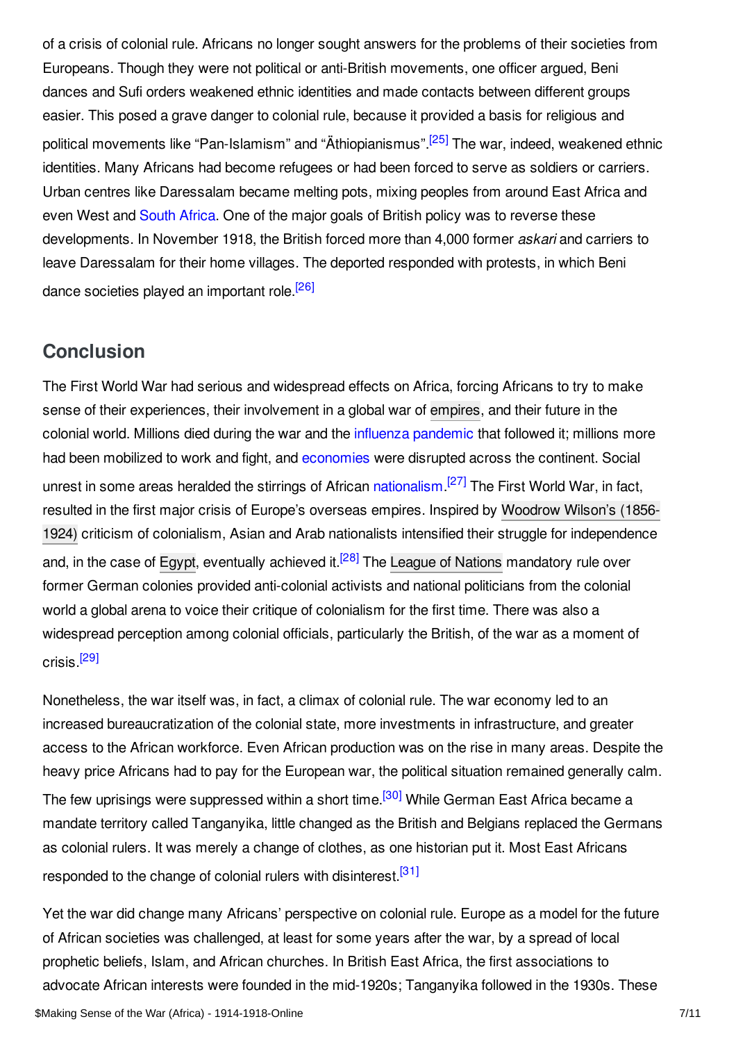of a crisis of colonial rule. Africans no longer sought answers for the problems of their societies from Europeans. Though they were not political or anti-British movements, one officer argued, Beni dances and Sufi orders weakened ethnic identities and made contacts between different groups easier. This posed a grave danger to colonial rule, because it provided a basis for religious and political movements like "Pan-Islamism" and "Äthiopianismus".[25] The war, indeed, weakened ethnic identities. Many Africans had become refugees or had been forced to serve as soldiers or carriers. Urban centres like Daressalam became melting pots, mixing peoples from around East Africa and even West and South Africa. One of the major goals of British policy was to reverse these developments. In November 1918, the British forced more than 4,000 former *askari* and carriers to leave Daressalam for their home villages. The deported responded with protests, in which Beni dance societies played an important role.[26]

## Conclusion

The First World War had serious and widespread effects on Africa, forcing Africans to try to make sense of their experiences, their involvement in a global war of empires, and their future in the colonial world. Millions died during the war and the influenza pandemic that followed it; millions more had been mobilized to work and fight, and economies were disrupted across the continent. Social unrest in some areas heralded the stirrings of African nationalism.[27] The First World War, in fact, resulted in the first major crisis of Europe's overseas empires. Inspired by Woodrow Wilson's (1856-1924) criticism of colonialism, Asian and Arab nationalists intensified their struggle for independence and, in the case of Egypt, eventually achieved it.[28] The League of Nations mandatory rule over former German colonies provided anti-colonial activists and national politicians from the colonial world a global arena to voice their critique of colonialism for the first time. There was also a widespread perception among colonial officials, particularly the British, of the war as a moment of crisis.[29]

Nonetheless, the war itself was, in fact, a climax of colonial rule. The war economy led to an increased bureaucratization of the colonial state, more investments in infrastructure, and greater access to the African workforce. Even African production was on the rise in many areas. Despite the heavy price Africans had to pay for the European war, the political situation remained generally calm. The few uprisings were suppressed within a short time.[30] While German East Africa became a mandate territory called Tanganyika, little changed as the British and Belgians replaced the Germans as colonial rulers. It was merely a change of clothes, as one historian put it. Most East Africans responded to the change of colonial rulers with disinterest.[31]

Yet the war did change many Africans' perspective on colonial rule. Europe as a model for the future of African societies was challenged, at least for some years after the war, by a spread of local prophetic beliefs, Islam, and African churches. In British East Africa, the first associations to advocate African interests were founded in the mid-1920s; Tanganyika followed in the 1930s. These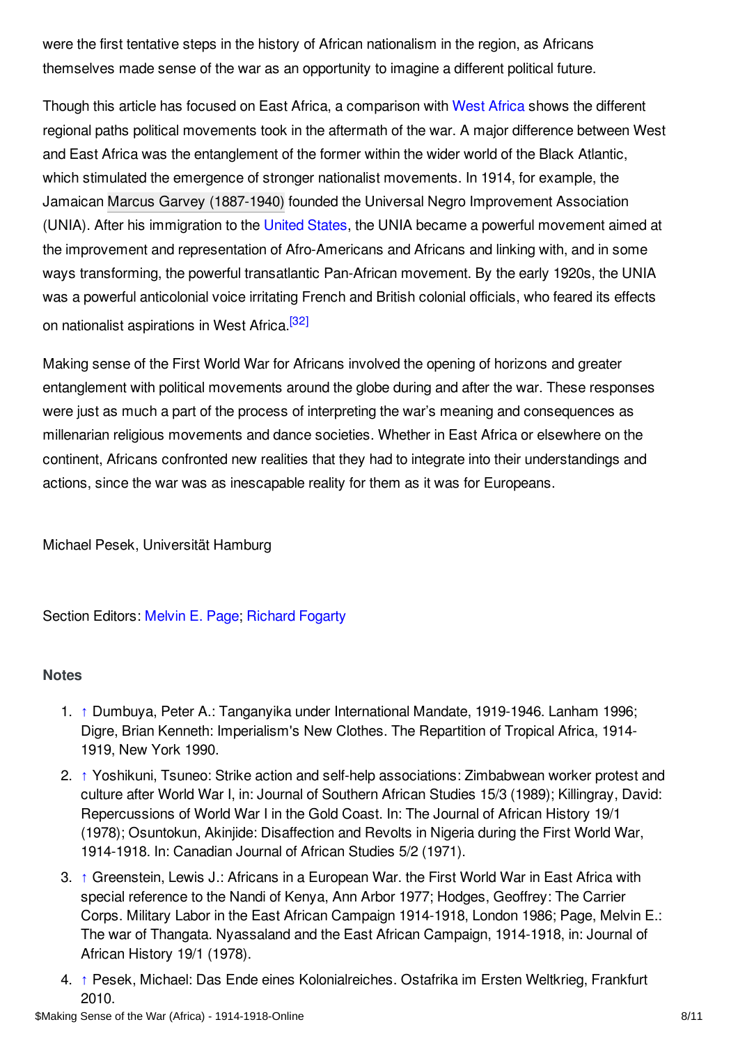were the first tentative steps in the history of African nationalism in the region, as Africans themselves made sense of the war as an opportunity to imagine a different political future.

Though this article has focused on East Africa, a comparison with West Africa shows the different regional paths political movements took in the aftermath of the war. A major difference between West and East Africa was the entanglement of the former within the wider world of the Black Atlantic, which stimulated the emergence of stronger nationalist movements. In 1914, for example, the Jamaican Marcus Garvey (1887-1940) founded the Universal Negro Improvement Association (UNIA). After his immigration to the United States, the UNIA became a powerful movement aimed at the improvement and representation of Afro-Americans and Africans and linking with, and in some ways transforming, the powerful transatlantic Pan-African movement. By the early 1920s, the UNIA was a powerful anticolonial voice irritating French and British colonial officials, who feared its effects on nationalist aspirations in West Africa.[32]

Making sense of the First World War for Africans involved the opening of horizons and greater entanglement with political movements around the globe during and after the war. These responses were just as much a part of the process of interpreting the war's meaning and consequences as millenarian religious movements and dance societies. Whether in East Africa or elsewhere on the continent, Africans confronted new realities that they had to integrate into their understandings and actions, since the war was as inescapable reality for them as it was for Europeans.

Michael Pesek, Universität Hamburg

Section Editors: Melvin E. Page; Richard Fogarty

### Notes

1. ↑ Dumbuya, Peter A.: Tanganyika under International Mandate, 1919-1946. Lanham 1996; Digre, Brian Kenneth: Imperialism's New Clothes. The Repartition of Tropical Africa, 1914-1919, New York 1990.
2. ↑ Yoshikuni, Tsuneo: Strike action and self-help associations: Zimbabwean worker protest and culture after World War I, in: Journal of Southern African Studies 15/3 (1989); Killingray, David: Repercussions of World War I in the Gold Coast. In: The Journal of African History 19/1 (1978); Osuntokun, Akinjide: Disaffection and Revolts in Nigeria during the First World War, 1914-1918. In: Canadian Journal of African Studies 5/2 (1971).
3. ↑ Greenstein, Lewis J.: Africans in a European War. the First World War in East Africa with special reference to the Nandi of Kenya, Ann Arbor 1977; Hodges, Geoffrey: The Carrier Corps. Military Labor in the East African Campaign 1914-1918, London 1986; Page, Melvin E.: The war of Thangata. Nyassaland and the East African Campaign, 1914-1918, in: Journal of African History 19/1 (1978).
4. ↑ Pesek, Michael: Das Ende eines Kolonialreiches. Ostafrika im Ersten Weltkrieg, Frankfurt 2010.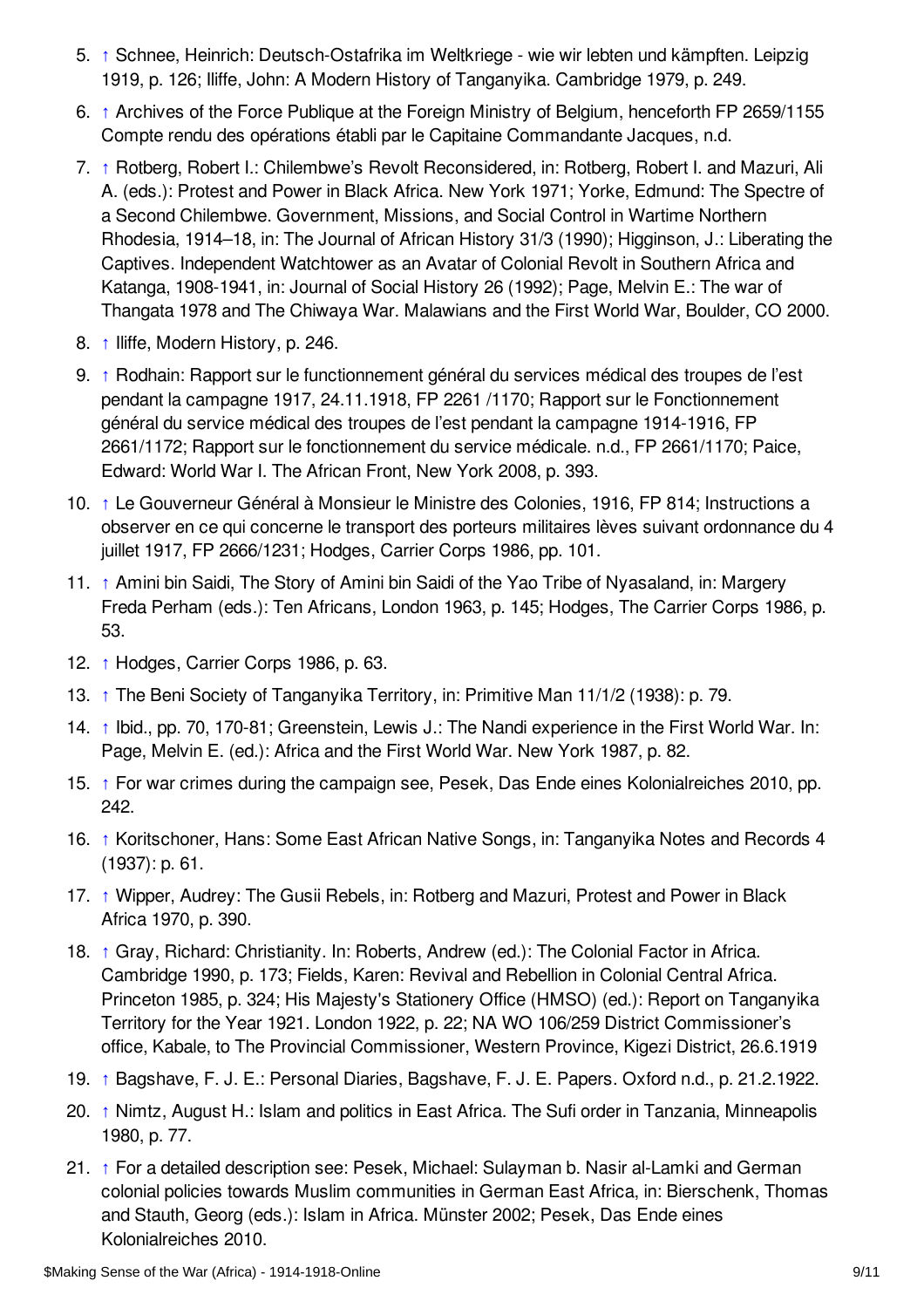5. ↑ Schnee, Heinrich: Deutsch-Ostafrika im Weltkriege - wie wir lebten und kämpften. Leipzig 1919, p. 126; Iliffe, John: A Modern History of Tanganyika. Cambridge 1979, p. 249.
6. ↑ Archives of the Force Publique at the Foreign Ministry of Belgium, henceforth FP 2659/1155 Compte rendu des opérations établi par le Capitaine Commandante Jacques, n.d.
7. ↑ Rotberg, Robert I.: Chilembwe's Revolt Reconsidered, in: Rotberg, Robert I. and Mazuri, Ali A. (eds.): Protest and Power in Black Africa. New York 1971; Yorke, Edmund: The Spectre of a Second Chilembwe. Government, Missions, and Social Control in Wartime Northern Rhodesia, 1914–18, in: The Journal of African History 31/3 (1990); Higginson, J.: Liberating the Captives. Independent Watchtower as an Avatar of Colonial Revolt in Southern Africa and Katanga, 1908-1941, in: Journal of Social History 26 (1992); Page, Melvin E.: The war of Thangata 1978 and The Chiwaya War. Malawians and the First World War, Boulder, CO 2000.
8. ↑ Iliffe, Modern History, p. 246.
9. ↑ Rodhain: Rapport sur le functionnement général du services médical des troupes de l'est pendant la campagne 1917, 24.11.1918, FP 2261 /1170; Rapport sur le Fonctionnement général du service médical des troupes de l'est pendant la campagne 1914-1916, FP 2661/1172; Rapport sur le fonctionnement du service médicale. n.d., FP 2661/1170; Paice, Edward: World War I. The African Front, New York 2008, p. 393.
10. ↑ Le Gouverneur Général à Monsieur le Ministre des Colonies, 1916, FP 814; Instructions a observer en ce qui concerne le transport des porteurs militaires lèves suivant ordonnance du 4 juillet 1917, FP 2666/1231; Hodges, Carrier Corps 1986, pp. 101.
11. ↑ Amini bin Saidi, The Story of Amini bin Saidi of the Yao Tribe of Nyasaland, in: Margery Freda Perham (eds.): Ten Africans, London 1963, p. 145; Hodges, The Carrier Corps 1986, p. 53.
12. ↑ Hodges, Carrier Corps 1986, p. 63.
13. ↑ The Beni Society of Tanganyika Territory, in: Primitive Man 11/1/2 (1938): p. 79.
14. ↑ Ibid., pp. 70, 170-81; Greenstein, Lewis J.: The Nandi experience in the First World War. In: Page, Melvin E. (ed.): Africa and the First World War. New York 1987, p. 82.
15. ↑ For war crimes during the campaign see, Pesek, Das Ende eines Kolonialreiches 2010, pp. 242.
16. ↑ Koritschoner, Hans: Some East African Native Songs, in: Tanganyika Notes and Records 4 (1937): p. 61.
17. ↑ Wipper, Audrey: The Gusii Rebels, in: Rotberg and Mazuri, Protest and Power in Black Africa 1970, p. 390.
18. ↑ Gray, Richard: Christianity. In: Roberts, Andrew (ed.): The Colonial Factor in Africa. Cambridge 1990, p. 173; Fields, Karen: Revival and Rebellion in Colonial Central Africa. Princeton 1985, p. 324; His Majesty's Stationery Office (HMSO) (ed.): Report on Tanganyika Territory for the Year 1921. London 1922, p. 22; NA WO 106/259 District Commissioner's office, Kabale, to The Provincial Commissioner, Western Province, Kigezi District, 26.6.1919
19. ↑ Bagshave, F. J. E.: Personal Diaries, Bagshave, F. J. E. Papers. Oxford n.d., p. 21.2.1922.
20. ↑ Nimtz, August H.: Islam and politics in East Africa. The Sufi order in Tanzania, Minneapolis 1980, p. 77.
21. ↑ For a detailed description see: Pesek, Michael: Sulayman b. Nasir al-Lamki and German colonial policies towards Muslim communities in German East Africa, in: Bierschenk, Thomas and Stauth, Georg (eds.): Islam in Africa. Münster 2002; Pesek, Das Ende eines Kolonialreiches 2010.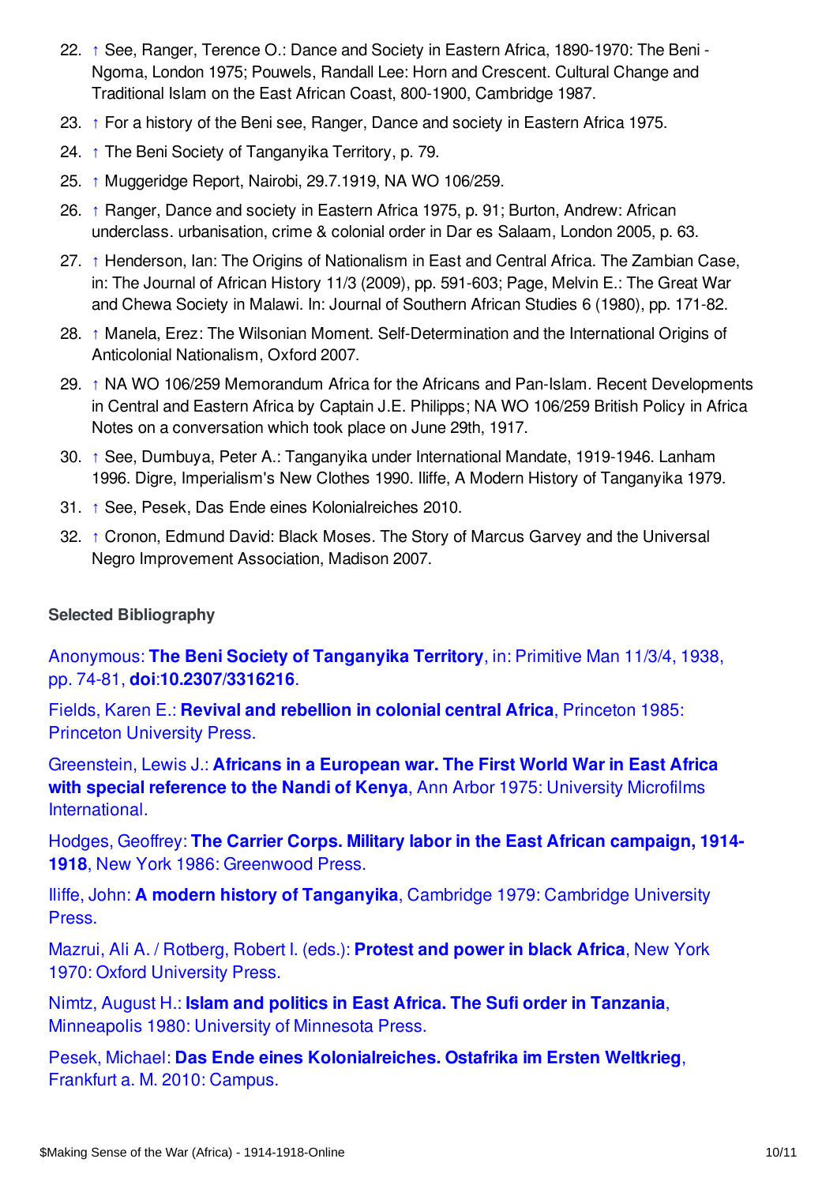22. ↑ See, Ranger, Terence O.: Dance and Society in Eastern Africa, 1890-1970: The Beni - Ngoma, London 1975; Pouwels, Randall Lee: Horn and Crescent. Cultural Change and Traditional Islam on the East African Coast, 800-1900, Cambridge 1987.
23. ↑ For a history of the Beni see, Ranger, Dance and society in Eastern Africa 1975.
24. ↑ The Beni Society of Tanganyika Territory, p. 79.
25. ↑ Muggeridge Report, Nairobi, 29.7.1919, NA WO 106/259.
26. ↑ Ranger, Dance and society in Eastern Africa 1975, p. 91; Burton, Andrew: African underclass. urbanisation, crime & colonial order in Dar es Salaam, London 2005, p. 63.
27. ↑ Henderson, Ian: The Origins of Nationalism in East and Central Africa. The Zambian Case, in: The Journal of African History 11/3 (2009), pp. 591-603; Page, Melvin E.: The Great War and Chewa Society in Malawi. In: Journal of Southern African Studies 6 (1980), pp. 171-82.
28. ↑ Manela, Erez: The Wilsonian Moment. Self-Determination and the International Origins of Anticolonial Nationalism, Oxford 2007.
29. ↑ NA WO 106/259 Memorandum Africa for the Africans and Pan-Islam. Recent Developments in Central and Eastern Africa by Captain J.E. Philipps; NA WO 106/259 British Policy in Africa Notes on a conversation which took place on June 29th, 1917.
30. ↑ See, Dumbuya, Peter A.: Tanganyika under International Mandate, 1919-1946. Lanham 1996. Digre, Imperialism's New Clothes 1990. Iliffe, A Modern History of Tanganyika 1979.
31. ↑ See, Pesek, Das Ende eines Kolonialreiches 2010.
32. ↑ Cronon, Edmund David: Black Moses. The Story of Marcus Garvey and the Universal Negro Improvement Association, Madison 2007.

### Selected Bibliography

Anonymous: **The Beni Society of Tanganyika Territory**, in: Primitive Man 11/3/4, 1938, pp. 74-81, **doi:10.2307/3316216**.

Fields, Karen E.: **Revival and rebellion in colonial central Africa**, Princeton 1985: Princeton University Press.

Greenstein, Lewis J.: **Africans in a European war. The First World War in East Africa with special reference to the Nandi of Kenya**, Ann Arbor 1975: University Microfilms International.

Hodges, Geoffrey: **The Carrier Corps. Military labor in the East African campaign, 1914-1918**, New York 1986: Greenwood Press.

Iliffe, John: **A modern history of Tanganyika**, Cambridge 1979: Cambridge University Press.

Mazrui, Ali A. / Rotberg, Robert I. (eds.): **Protest and power in black Africa**, New York 1970: Oxford University Press.

Nimtz, August H.: **Islam and politics in East Africa. The Sufi order in Tanzania**, Minneapolis 1980: University of Minnesota Press.

Pesek, Michael: **Das Ende eines Kolonialreiches. Ostafrika im Ersten Weltkrieg**, Frankfurt a. M. 2010: Campus.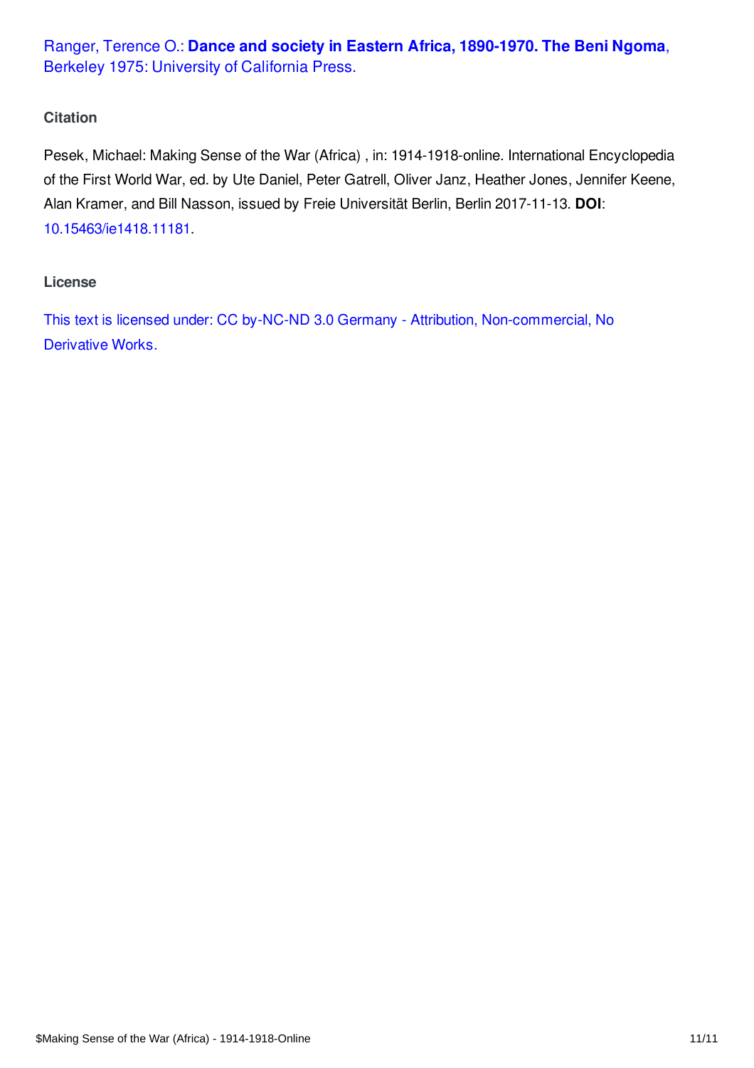Ranger, Terence O.: **Dance and society in Eastern Africa, 1890-1970. The Beni Ngoma**, Berkeley 1975: University of California Press.

### Citation

Pesek, Michael: Making Sense of the War (Africa) , in: 1914-1918-online. International Encyclopedia of the First World War, ed. by Ute Daniel, Peter Gatrell, Oliver Janz, Heather Jones, Jennifer Keene, Alan Kramer, and Bill Nasson, issued by Freie Universität Berlin, Berlin 2017-11-13. **DOI**: 10.15463/ie1418.11181.

### License

This text is licensed under: CC by-NC-ND 3.0 Germany - Attribution, Non-commercial, No Derivative Works.